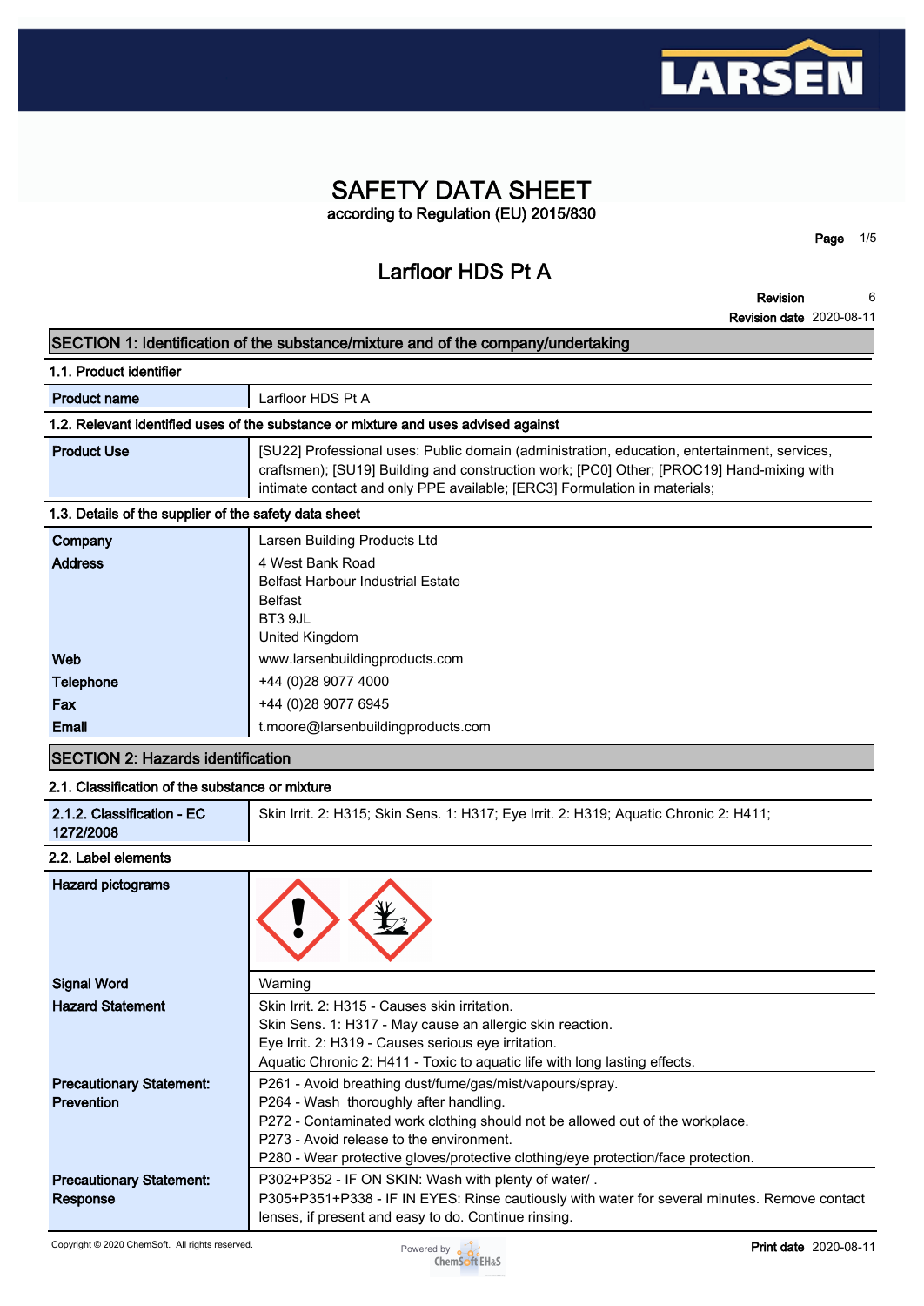# SAFETY DATA SHEET

according to Regulation (EU) 2015/830

## Larfloor HDS Pt A

**Revision** 6

**Revision date** 2020-08-11

## SECTION 1: Identification of the substance/mixture and of the company/undertaking

### 1.1. Product identifier

| | |
|---|---|
| **Product name** | Larfloor HDS Pt A |

### 1.2. Relevant identified uses of the substance or mixture and uses advised against

| | |
|---|---|
| **Product Use** | [SU22] Professional uses: Public domain (administration, education, entertainment, services, craftsmen); [SU19] Building and construction work; [PC0] Other; [PROC19] Hand-mixing with intimate contact and only PPE available; [ERC3] Formulation in materials; |

### 1.3. Details of the supplier of the safety data sheet

| | |
|---|---|
| **Company** | Larsen Building Products Ltd |
| **Address** | 4 West Bank Road<br>Belfast Harbour Industrial Estate<br>Belfast<br>BT3 9JL<br>United Kingdom |
| **Web** | www.larsenbuildingproducts.com |
| **Telephone** | +44 (0)28 9077 4000 |
| **Fax** | +44 (0)28 9077 6945 |
| **Email** | t.moore@larsenbuildingproducts.com |

## SECTION 2: Hazards identification

### 2.1. Classification of the substance or mixture

| | |
|---|---|
| **2.1.2. Classification - EC 1272/2008** | Skin Irrit. 2: H315; Skin Sens. 1: H317; Eye Irrit. 2: H319; Aquatic Chronic 2: H411; |

### 2.2. Label elements

| | |
|---|---|
| **Hazard pictograms** | |
| **Signal Word** | Warning |
| **Hazard Statement** | Skin Irrit. 2: H315 - Causes skin irritation.<br>Skin Sens. 1: H317 - May cause an allergic skin reaction.<br>Eye Irrit. 2: H319 - Causes serious eye irritation.<br>Aquatic Chronic 2: H411 - Toxic to aquatic life with long lasting effects. |
| **Precautionary Statement: Prevention** | P261 - Avoid breathing dust/fume/gas/mist/vapours/spray.<br>P264 - Wash thoroughly after handling.<br>P272 - Contaminated work clothing should not be allowed out of the workplace.<br>P273 - Avoid release to the environment.<br>P280 - Wear protective gloves/protective clothing/eye protection/face protection. |
| **Precautionary Statement: Response** | P302+P352 - IF ON SKIN: Wash with plenty of water/ .<br>P305+P351+P338 - IF IN EYES: Rinse cautiously with water for several minutes. Remove contact lenses, if present and easy to do. Continue rinsing. |

Copyright © 2020 ChemSoft. All rights reserved.

**Print date** 2020-08-11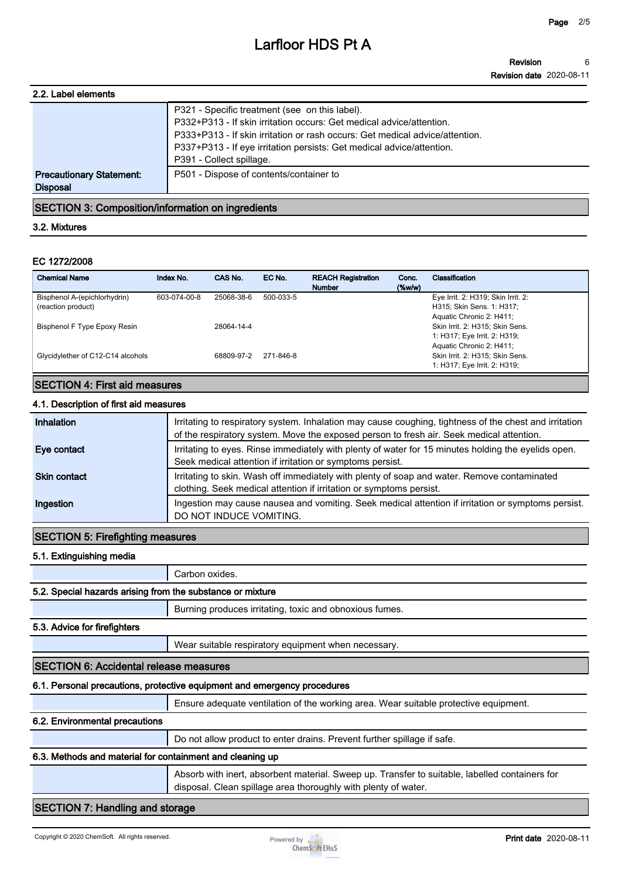### 2.2. Label elements

| | |
|---|---|
| | P321 - Specific treatment (see  on this label).<br>P332+P313 - If skin irritation occurs: Get medical advice/attention.<br>P333+P313 - If skin irritation or rash occurs: Get medical advice/attention.<br>P337+P313 - If eye irritation persists: Get medical advice/attention.<br>P391 - Collect spillage. |
| **Precautionary Statement: Disposal** | P501 - Dispose of contents/container to |

## SECTION 3: Composition/information on ingredients

### 3.2. Mixtures

**EC 1272/2008**

| Chemical Name | Index No. | CAS No. | EC No. | REACH Registration Number | Conc. (%w/w) | Classification |
|---|---|---|---|---|---|---|
| Bisphenol A-(epichlorhydrin) (reaction product) | 603-074-00-8 | 25068-38-6 | 500-033-5 | | | Eye Irrit. 2: H319; Skin Irrit. 2: H315; Skin Sens. 1: H317; Aquatic Chronic 2: H411; |
| Bisphenol F Type Epoxy Resin | | 28064-14-4 | | | | Skin Irrit. 2: H315; Skin Sens. 1: H317; Eye Irrit. 2: H319; Aquatic Chronic 2: H411; |
| Glycidylether of C12-C14 alcohols | | 68809-97-2 | 271-846-8 | | | Skin Irrit. 2: H315; Skin Sens. 1: H317; Eye Irrit. 2: H319; |

## SECTION 4: First aid measures

### 4.1. Description of first aid measures

| | |
|---|---|
| **Inhalation** | Irritating to respiratory system. Inhalation may cause coughing, tightness of the chest and irritation of the respiratory system. Move the exposed person to fresh air. Seek medical attention. |
| **Eye contact** | Irritating to eyes. Rinse immediately with plenty of water for 15 minutes holding the eyelids open. Seek medical attention if irritation or symptoms persist. |
| **Skin contact** | Irritating to skin. Wash off immediately with plenty of soap and water. Remove contaminated clothing. Seek medical attention if irritation or symptoms persist. |
| **Ingestion** | Ingestion may cause nausea and vomiting. Seek medical attention if irritation or symptoms persist. DO NOT INDUCE VOMITING. |

## SECTION 5: Firefighting measures

### 5.1. Extinguishing media

Carbon oxides.

### 5.2. Special hazards arising from the substance or mixture

Burning produces irritating, toxic and obnoxious fumes.

### 5.3. Advice for firefighters

Wear suitable respiratory equipment when necessary.

## SECTION 6: Accidental release measures

### 6.1. Personal precautions, protective equipment and emergency procedures

Ensure adequate ventilation of the working area. Wear suitable protective equipment.

### 6.2. Environmental precautions

Do not allow product to enter drains. Prevent further spillage if safe.

### 6.3. Methods and material for containment and cleaning up

Absorb with inert, absorbent material. Sweep up. Transfer to suitable, labelled containers for disposal. Clean spillage area thoroughly with plenty of water.

## SECTION 7: Handling and storage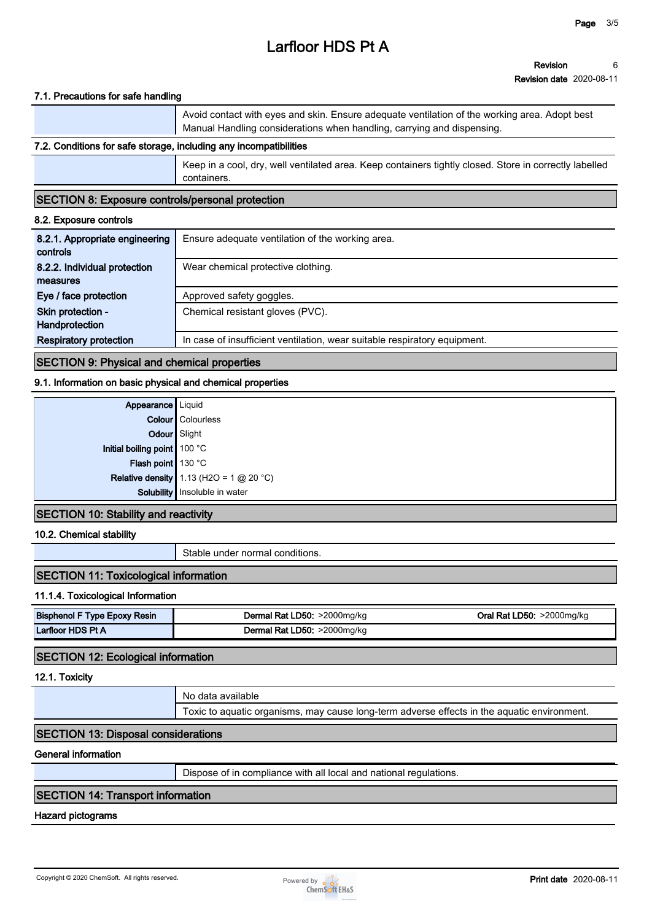#### 7.1. Precautions for safe handling

| | |
|---|---|
| | Avoid contact with eyes and skin. Ensure adequate ventilation of the working area. Adopt best Manual Handling considerations when handling, carrying and dispensing. |

#### 7.2. Conditions for safe storage, including any incompatibilities

| | |
|---|---|
| | Keep in a cool, dry, well ventilated area. Keep containers tightly closed. Store in correctly labelled containers. |

## SECTION 8: Exposure controls/personal protection

#### 8.2. Exposure controls

| | |
|---|---|
| **8.2.1. Appropriate engineering controls** | Ensure adequate ventilation of the working area. |
| **8.2.2. Individual protection measures** | Wear chemical protective clothing. |
| **Eye / face protection** | Approved safety goggles. |
| **Skin protection - Handprotection** | Chemical resistant gloves (PVC). |
| **Respiratory protection** | In case of insufficient ventilation, wear suitable respiratory equipment. |

## SECTION 9: Physical and chemical properties

#### 9.1. Information on basic physical and chemical properties

| | |
|---|---|
| **Appearance** | Liquid |
| **Colour** | Colourless |
| **Odour** | Slight |
| **Initial boiling point** | 100 °C |
| **Flash point** | 130 °C |
| **Relative density** | 1.13 ($H_2O$ = 1 @ 20 °C) |
| **Solubility** | Insoluble in water |

## SECTION 10: Stability and reactivity

#### 10.2. Chemical stability

| | |
|---|---|
| | Stable under normal conditions. |

## SECTION 11: Toxicological information

#### 11.1.4. Toxicological Information

| | | |
|---|---|---|
| **Bisphenol F Type Epoxy Resin** | **Dermal Rat LD50:** >2000mg/kg | **Oral Rat LD50:** >2000mg/kg |
| **Larfloor HDS Pt A** | **Dermal Rat LD50:** >2000mg/kg | |

## SECTION 12: Ecological information

#### 12.1. Toxicity

| | |
|---|---|
| | No data available |
| | Toxic to aquatic organisms, may cause long-term adverse effects in the aquatic environment. |

## SECTION 13: Disposal considerations

#### General information

| | |
|---|---|
| | Dispose of in compliance with all local and national regulations. |

## SECTION 14: Transport information

#### Hazard pictograms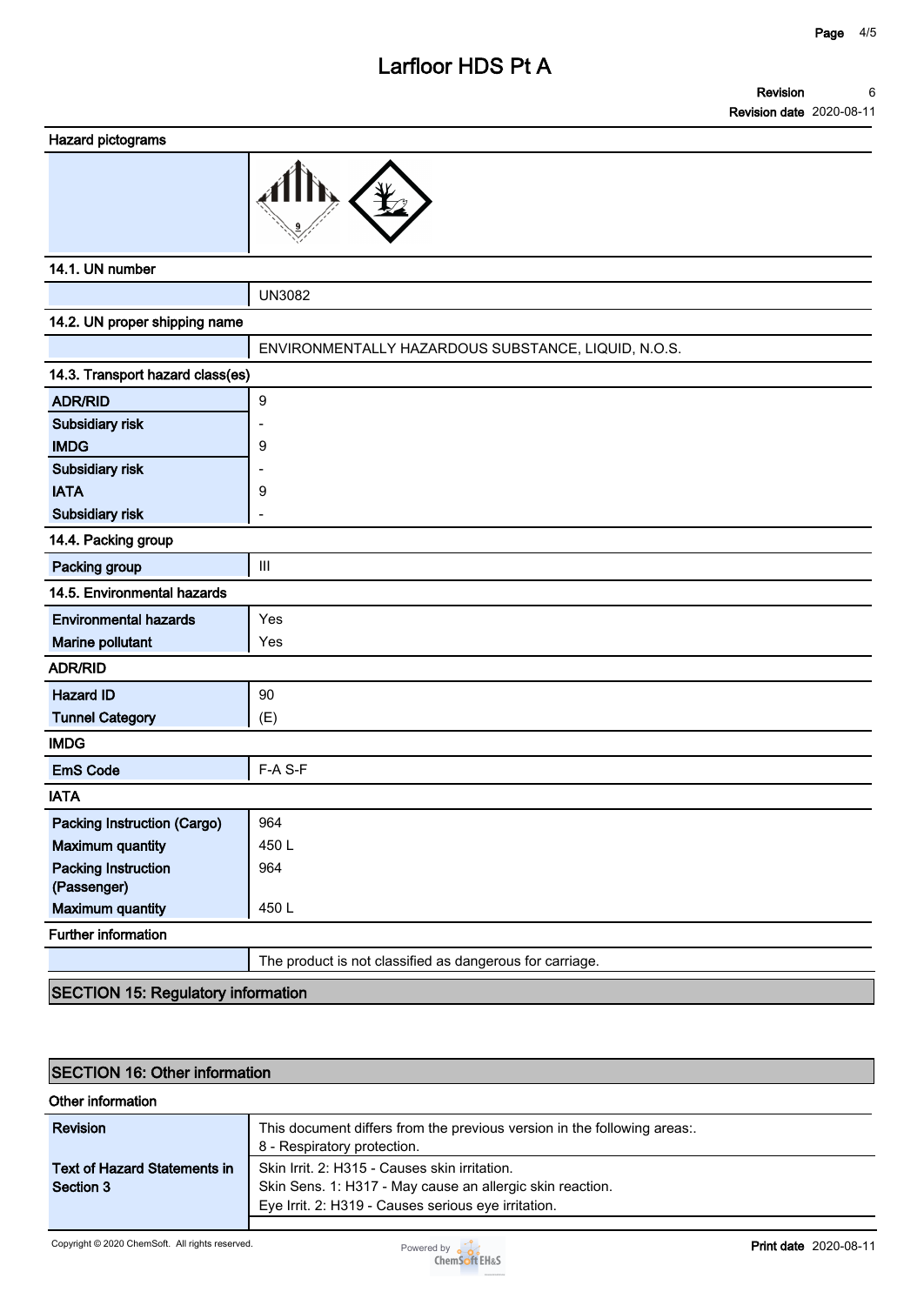**Hazard pictograms**

**14.1. UN number**

| | |
|---|---|
| | UN3082 |

**14.2. UN proper shipping name**

| | |
|---|---|
| | ENVIRONMENTALLY HAZARDOUS SUBSTANCE, LIQUID, N.O.S. |

**14.3. Transport hazard class(es)**

| | |
|---|---|
| **ADR/RID** | 9 |
| **Subsidiary risk** | - |
| **IMDG** | 9 |
| **Subsidiary risk** | - |
| **IATA** | 9 |
| **Subsidiary risk** | - |

**14.4. Packing group**

| | |
|---|---|
| **Packing group** | III |

**14.5. Environmental hazards**

| | |
|---|---|
| **Environmental hazards** | Yes |
| **Marine pollutant** | Yes |

**ADR/RID**

| | |
|---|---|
| **Hazard ID** | 90 |
| **Tunnel Category** | (E) |

**IMDG**

| | |
|---|---|
| **EmS Code** | F-A S-F |

**IATA**

| | |
|---|---|
| **Packing Instruction (Cargo)** | 964 |
| **Maximum quantity** | 450 L |
| **Packing Instruction (Passenger)** | 964 |
| **Maximum quantity** | 450 L |

**Further information**

| | |
|---|---|
| | The product is not classified as dangerous for carriage. |

## SECTION 15: Regulatory information

## SECTION 16: Other information

**Other information**

| | |
|---|---|
| **Revision** | This document differs from the previous version in the following areas:.<br>8 - Respiratory protection. |
| **Text of Hazard Statements in Section 3** | Skin Irrit. 2: H315 - Causes skin irritation.<br>Skin Sens. 1: H317 - May cause an allergic skin reaction.<br>Eye Irrit. 2: H319 - Causes serious eye irritation. |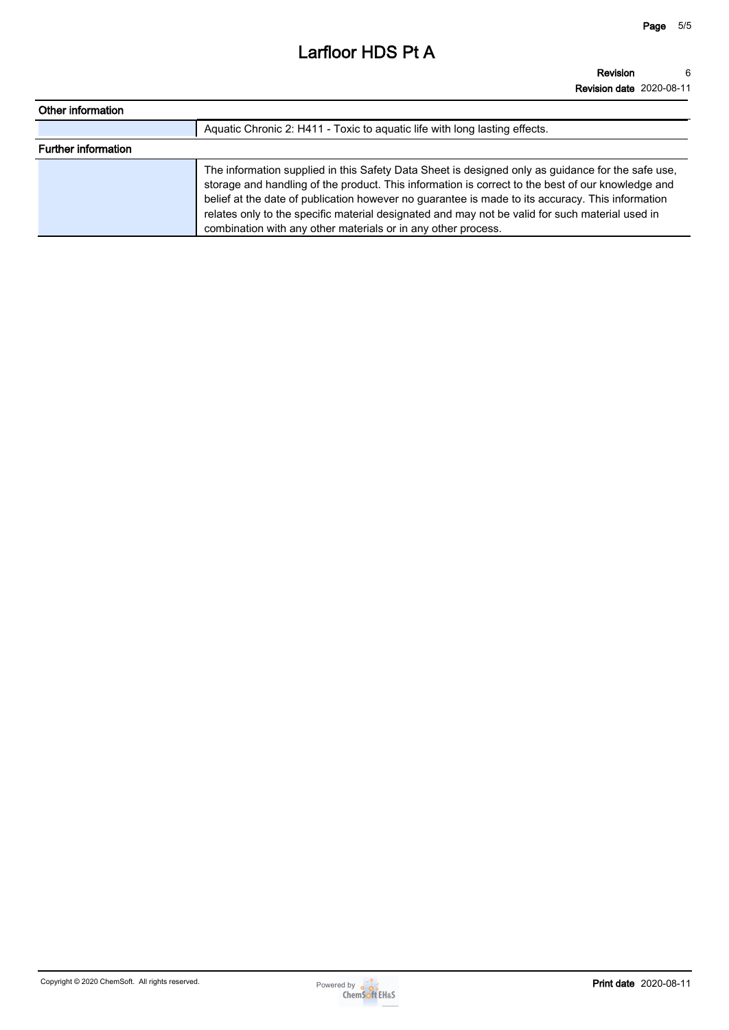## Other information

| | |
|---|---|
| | Aquatic Chronic 2: H411 - Toxic to aquatic life with long lasting effects. |

## Further information

| | |
|---|---|
| | The information supplied in this Safety Data Sheet is designed only as guidance for the safe use, storage and handling of the product. This information is correct to the best of our knowledge and belief at the date of publication however no guarantee is made to its accuracy. This information relates only to the specific material designated and may not be valid for such material used in combination with any other materials or in any other process. |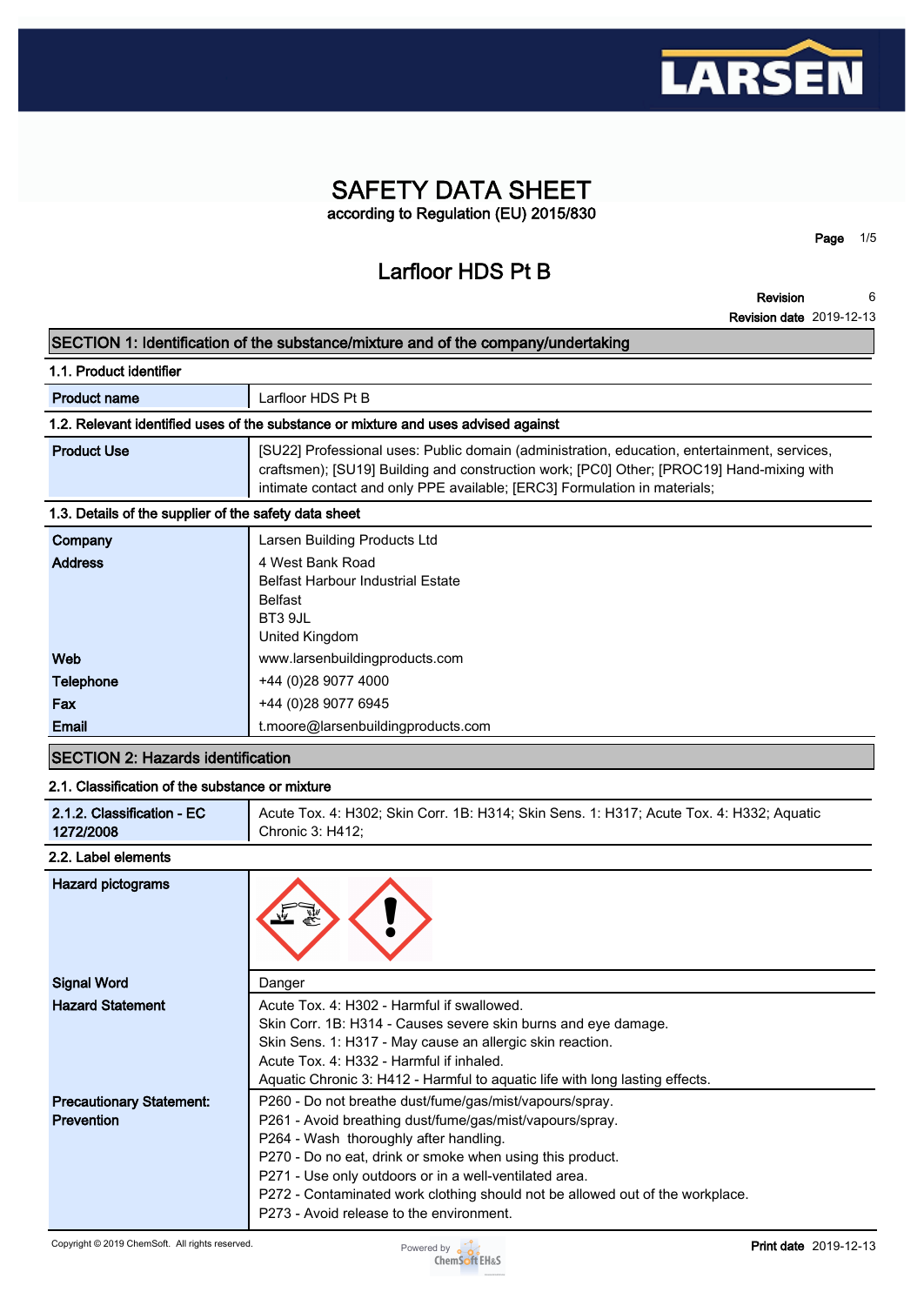# SAFETY DATA SHEET

according to Regulation (EU) 2015/830

## Larfloor HDS Pt B

**Revision** 6

**Revision date** 2019-12-13

## SECTION 1: Identification of the substance/mixture and of the company/undertaking

### 1.1. Product identifier

| | |
|---|---|
| **Product name** | Larfloor HDS Pt B |

### 1.2. Relevant identified uses of the substance or mixture and uses advised against

| | |
|---|---|
| **Product Use** | [SU22] Professional uses: Public domain (administration, education, entertainment, services, craftsmen); [SU19] Building and construction work; [PC0] Other; [PROC19] Hand-mixing with intimate contact and only PPE available; [ERC3] Formulation in materials; |

### 1.3. Details of the supplier of the safety data sheet

| | |
|---|---|
| **Company** | Larsen Building Products Ltd |
| **Address** | 4 West Bank Road<br>Belfast Harbour Industrial Estate<br>Belfast<br>BT3 9JL<br>United Kingdom |
| **Web** | www.larsenbuildingproducts.com |
| **Telephone** | +44 (0)28 9077 4000 |
| **Fax** | +44 (0)28 9077 6945 |
| **Email** | t.moore@larsenbuildingproducts.com |

## SECTION 2: Hazards identification

### 2.1. Classification of the substance or mixture

| | |
|---|---|
| **2.1.2. Classification - EC 1272/2008** | Acute Tox. 4: H302; Skin Corr. 1B: H314; Skin Sens. 1: H317; Acute Tox. 4: H332; Aquatic Chronic 3: H412; |

### 2.2. Label elements

| | |
|---|---|
| **Hazard pictograms** | |
| **Signal Word** | Danger |
| **Hazard Statement** | Acute Tox. 4: H302 - Harmful if swallowed.<br>Skin Corr. 1B: H314 - Causes severe skin burns and eye damage.<br>Skin Sens. 1: H317 - May cause an allergic skin reaction.<br>Acute Tox. 4: H332 - Harmful if inhaled.<br>Aquatic Chronic 3: H412 - Harmful to aquatic life with long lasting effects. |
| **Precautionary Statement: Prevention** | P260 - Do not breathe dust/fume/gas/mist/vapours/spray.<br>P261 - Avoid breathing dust/fume/gas/mist/vapours/spray.<br>P264 - Wash thoroughly after handling.<br>P270 - Do no eat, drink or smoke when using this product.<br>P271 - Use only outdoors or in a well-ventilated area.<br>P272 - Contaminated work clothing should not be allowed out of the workplace.<br>P273 - Avoid release to the environment. |

Copyright © 2019 ChemSoft. All rights reserved.

**Print date** 2019-12-13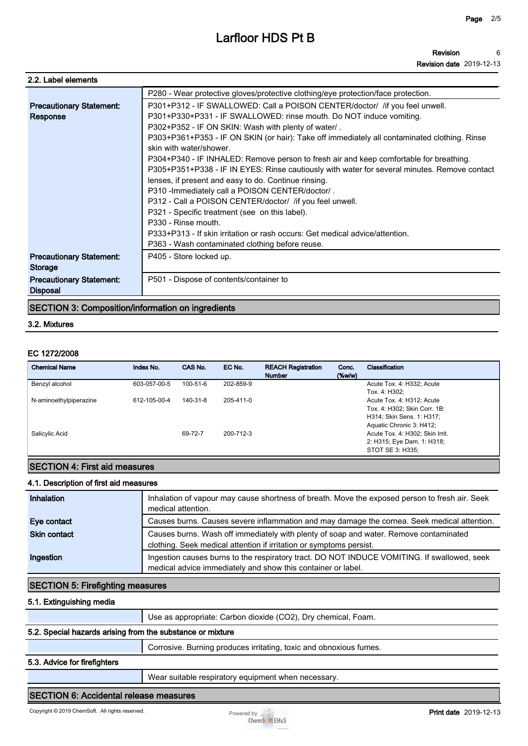### 2.2. Label elements

| | |
|---|---|
| | P280 - Wear protective gloves/protective clothing/eye protection/face protection. |
| **Precautionary Statement: Response** | P301+P312 - IF SWALLOWED: Call a POISON CENTER/doctor/ /if you feel unwell.<br>P301+P330+P331 - IF SWALLOWED: rinse mouth. Do NOT induce vomiting.<br>P302+P352 - IF ON SKIN: Wash with plenty of water/ .<br>P303+P361+P353 - IF ON SKIN (or hair): Take off immediately all contaminated clothing. Rinse skin with water/shower.<br>P304+P340 - IF INHALED: Remove person to fresh air and keep comfortable for breathing.<br>P305+P351+P338 - IF IN EYES: Rinse cautiously with water for several minutes. Remove contact lenses, if present and easy to do. Continue rinsing.<br>P310 -Immediately call a POISON CENTER/doctor/ .<br>P312 - Call a POISON CENTER/doctor/ /if you feel unwell.<br>P321 - Specific treatment (see on this label).<br>P330 - Rinse mouth.<br>P333+P313 - If skin irritation or rash occurs: Get medical advice/attention.<br>P363 - Wash contaminated clothing before reuse. |
| **Precautionary Statement: Storage** | P405 - Store locked up. |
| **Precautionary Statement: Disposal** | P501 - Dispose of contents/container to |

## SECTION 3: Composition/information on ingredients

### 3.2. Mixtures

#### EC 1272/2008

| Chemical Name | Index No. | CAS No. | EC No. | REACH Registration Number | Conc. (%w/w) | Classification |
|---|---|---|---|---|---|---|
| Benzyl alcohol | 603-057-00-5 | 100-51-6 | 202-859-9 | | | Acute Tox. 4: H332; Acute Tox. 4: H302; |
| N-aminoethylpiperazine | 612-105-00-4 | 140-31-8 | 205-411-0 | | | Acute Tox. 4: H312; Acute Tox. 4: H302; Skin Corr. 1B: H314; Skin Sens. 1: H317; Aquatic Chronic 3: H412; |
| Salicylic Acid | | 69-72-7 | 200-712-3 | | | Acute Tox. 4: H302; Skin Irrit. 2: H315; Eye Dam. 1: H318; STOT SE 3: H335; |

## SECTION 4: First aid measures

### 4.1. Description of first aid measures

| | |
|---|---|
| **Inhalation** | Inhalation of vapour may cause shortness of breath. Move the exposed person to fresh air. Seek medical attention. |
| **Eye contact** | Causes burns. Causes severe inflammation and may damage the cornea. Seek medical attention. |
| **Skin contact** | Causes burns. Wash off immediately with plenty of soap and water. Remove contaminated clothing. Seek medical attention if irritation or symptoms persist. |
| **Ingestion** | Ingestion causes burns to the respiratory tract. DO NOT INDUCE VOMITING. If swallowed, seek medical advice immediately and show this container or label. |

## SECTION 5: Firefighting measures

### 5.1. Extinguishing media

Use as appropriate: Carbon dioxide ($CO_2$), Dry chemical, Foam.

### 5.2. Special hazards arising from the substance or mixture

Corrosive. Burning produces irritating, toxic and obnoxious fumes.

### 5.3. Advice for firefighters

Wear suitable respiratory equipment when necessary.

## SECTION 6: Accidental release measures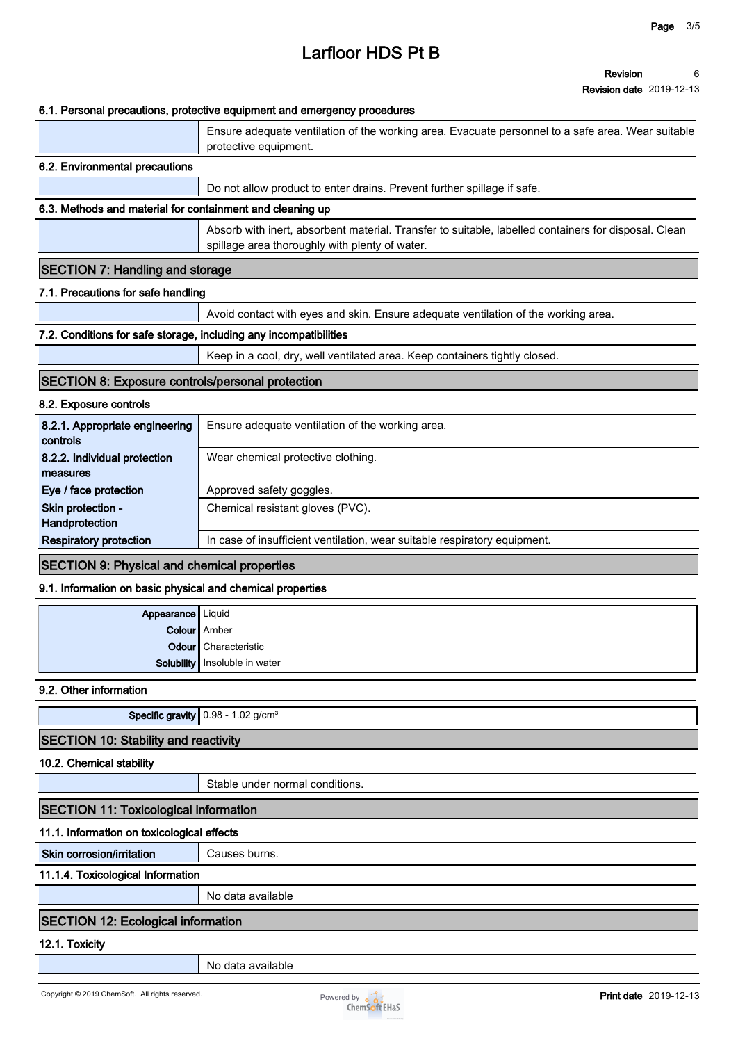### 6.1. Personal precautions, protective equipment and emergency procedures

| | |
|---|---|
| | Ensure adequate ventilation of the working area. Evacuate personnel to a safe area. Wear suitable protective equipment. |

### 6.2. Environmental precautions

| | |
|---|---|
| | Do not allow product to enter drains. Prevent further spillage if safe. |

### 6.3. Methods and material for containment and cleaning up

| | |
|---|---|
| | Absorb with inert, absorbent material. Transfer to suitable, labelled containers for disposal. Clean spillage area thoroughly with plenty of water. |

## SECTION 7: Handling and storage

### 7.1. Precautions for safe handling

| | |
|---|---|
| | Avoid contact with eyes and skin. Ensure adequate ventilation of the working area. |

### 7.2. Conditions for safe storage, including any incompatibilities

| | |
|---|---|
| | Keep in a cool, dry, well ventilated area. Keep containers tightly closed. |

## SECTION 8: Exposure controls/personal protection

### 8.2. Exposure controls

| | |
|---|---|
| **8.2.1. Appropriate engineering controls** | Ensure adequate ventilation of the working area. |
| **8.2.2. Individual protection measures** | Wear chemical protective clothing. |
| **Eye / face protection** | Approved safety goggles. |
| **Skin protection - Handprotection** | Chemical resistant gloves (PVC). |
| **Respiratory protection** | In case of insufficient ventilation, wear suitable respiratory equipment. |

## SECTION 9: Physical and chemical properties

### 9.1. Information on basic physical and chemical properties

| | |
|---|---|
| **Appearance** | Liquid |
| **Colour** | Amber |
| **Odour** | Characteristic |
| **Solubility** | Insoluble in water |

### 9.2. Other information

| | |
|---|---|
| **Specific gravity** | 0.98 - 1.02 g/cm³ |

## SECTION 10: Stability and reactivity

### 10.2. Chemical stability

| | |
|---|---|
| | Stable under normal conditions. |

## SECTION 11: Toxicological information

### 11.1. Information on toxicological effects

| | |
|---|---|
| **Skin corrosion/irritation** | Causes burns. |

### 11.1.4. Toxicological Information

| | |
|---|---|
| | No data available |

## SECTION 12: Ecological information

### 12.1. Toxicity

| | |
|---|---|
| | No data available |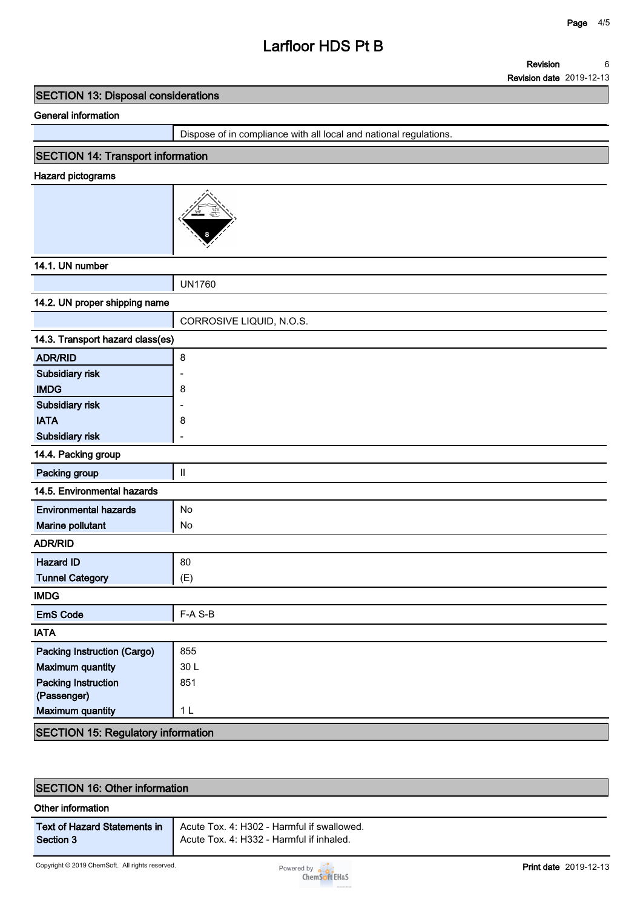## SECTION 13: Disposal considerations

### General information

| | |
|---|---|
| | Dispose of in compliance with all local and national regulations. |

## SECTION 14: Transport information

### Hazard pictograms

### 14.1. UN number

| | |
|---|---|
| | UN1760 |

### 14.2. UN proper shipping name

| | |
|---|---|
| | CORROSIVE LIQUID, N.O.S. |

### 14.3. Transport hazard class(es)

| | |
|---|---|
| **ADR/RID** | 8 |
| **Subsidiary risk** | - |
| **IMDG** | 8 |
| **Subsidiary risk** | - |
| **IATA** | 8 |
| **Subsidiary risk** | - |

### 14.4. Packing group

| | |
|---|---|
| **Packing group** | II |

### 14.5. Environmental hazards

| | |
|---|---|
| **Environmental hazards** | No |
| **Marine pollutant** | No |

### ADR/RID

| | |
|---|---|
| **Hazard ID** | 80 |
| **Tunnel Category** | (E) |

### IMDG

| | |
|---|---|
| **EmS Code** | F-A S-B |

### IATA

| | |
|---|---|
| **Packing Instruction (Cargo)** | 855 |
| **Maximum quantity** | 30 L |
| **Packing Instruction (Passenger)** | 851 |
| **Maximum quantity** | 1 L |

## SECTION 15: Regulatory information

## SECTION 16: Other information

### Other information

| | |
|---|---|
| **Text of Hazard Statements in Section 3** | Acute Tox. 4: H302 - Harmful if swallowed.<br>Acute Tox. 4: H332 - Harmful if inhaled. |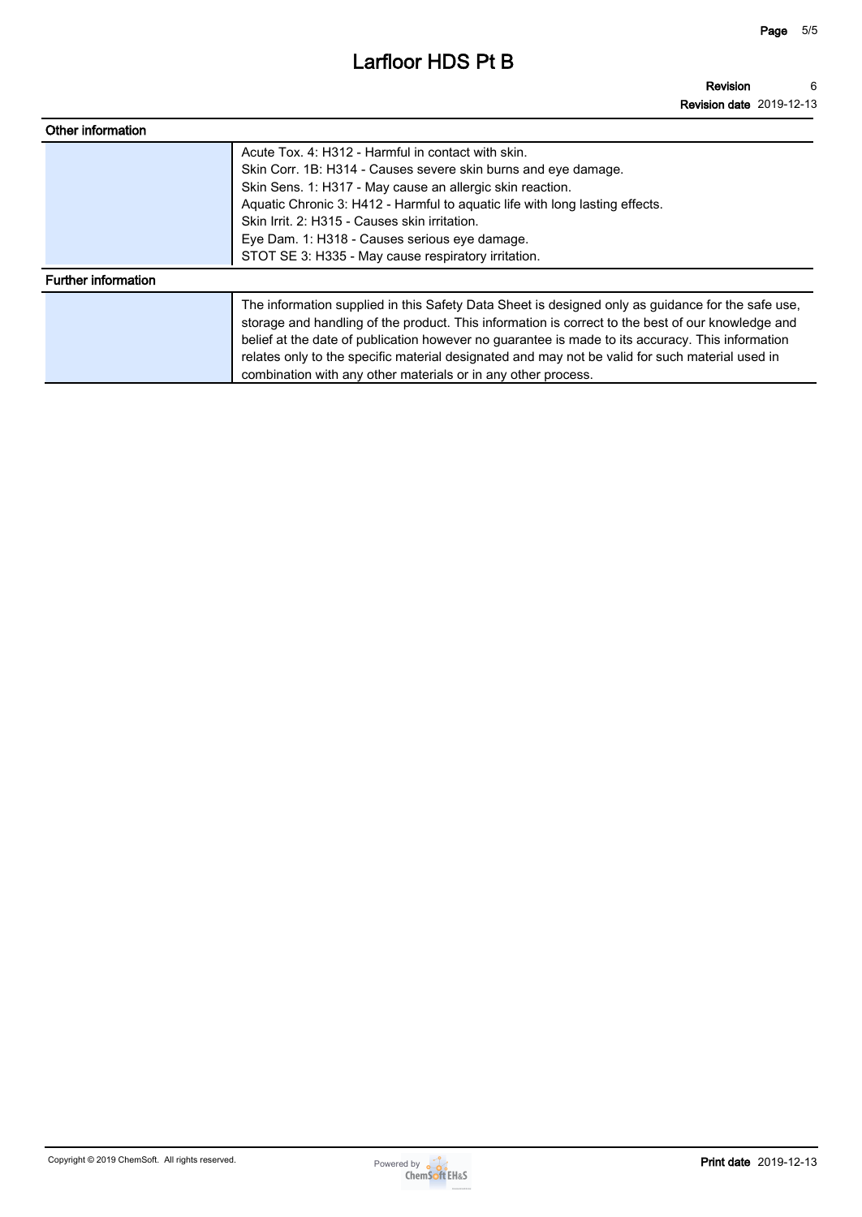## Other information

| | |
|---|---|
| | Acute Tox. 4: H312 - Harmful in contact with skin.<br>Skin Corr. 1B: H314 - Causes severe skin burns and eye damage.<br>Skin Sens. 1: H317 - May cause an allergic skin reaction.<br>Aquatic Chronic 3: H412 - Harmful to aquatic life with long lasting effects.<br>Skin Irrit. 2: H315 - Causes skin irritation.<br>Eye Dam. 1: H318 - Causes serious eye damage.<br>STOT SE 3: H335 - May cause respiratory irritation. |

## Further information

| | |
|---|---|
| | The information supplied in this Safety Data Sheet is designed only as guidance for the safe use, storage and handling of the product. This information is correct to the best of our knowledge and belief at the date of publication however no guarantee is made to its accuracy. This information relates only to the specific material designated and may not be valid for such material used in combination with any other materials or in any other process. |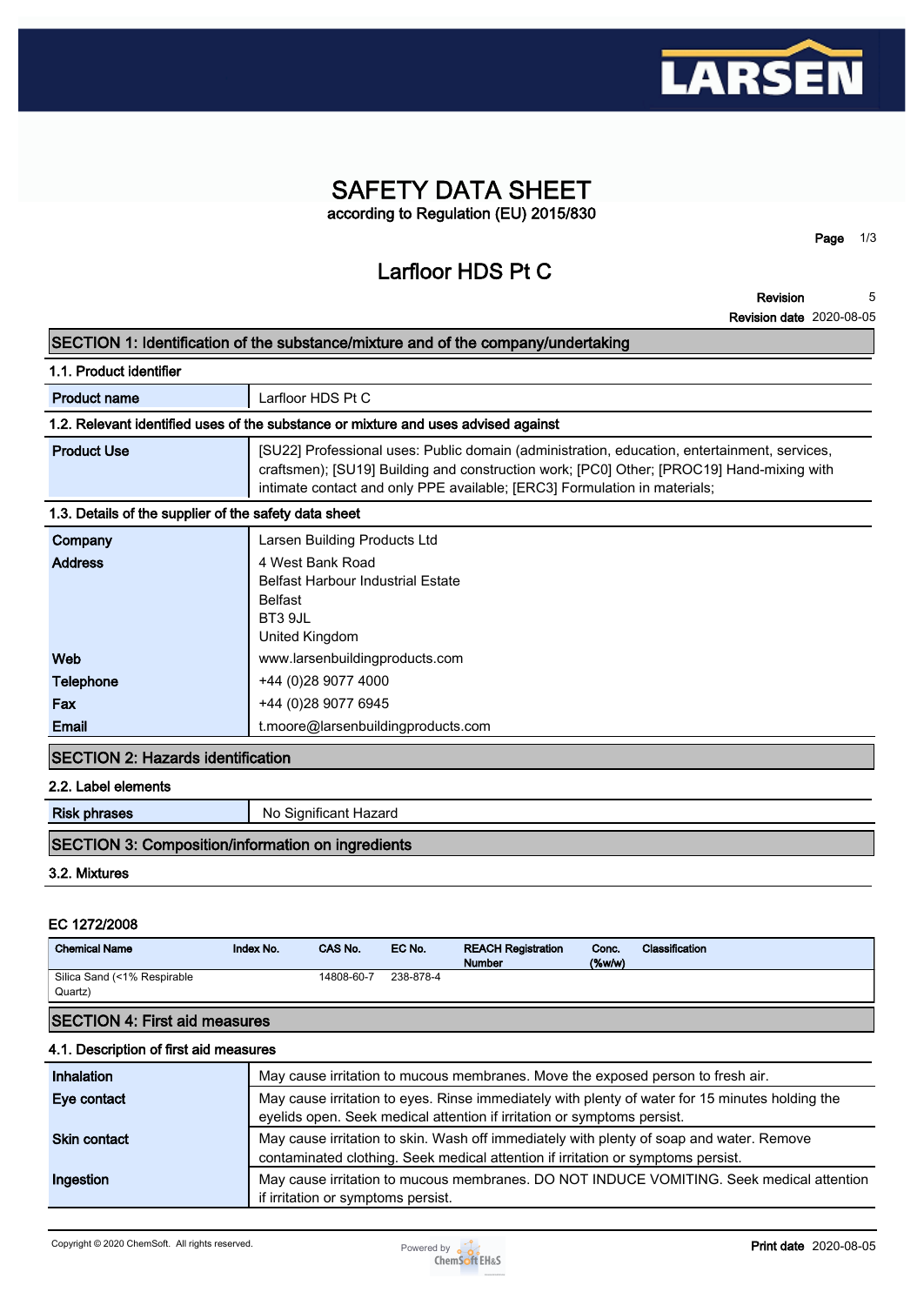# SAFETY DATA SHEET

according to Regulation (EU) 2015/830

## Larfloor HDS Pt C

**Revision** 5

**Revision date** 2020-08-05

## SECTION 1: Identification of the substance/mixture and of the company/undertaking

### 1.1. Product identifier

| | |
|---|---|
| **Product name** | Larfloor HDS Pt C |

### 1.2. Relevant identified uses of the substance or mixture and uses advised against

| | |
|---|---|
| **Product Use** | [SU22] Professional uses: Public domain (administration, education, entertainment, services, craftsmen); [SU19] Building and construction work; [PC0] Other; [PROC19] Hand-mixing with intimate contact and only PPE available; [ERC3] Formulation in materials; |

### 1.3. Details of the supplier of the safety data sheet

| | |
|---|---|
| **Company** | Larsen Building Products Ltd |
| **Address** | 4 West Bank Road<br>Belfast Harbour Industrial Estate<br>Belfast<br>BT3 9JL<br>United Kingdom |
| **Web** | www.larsenbuildingproducts.com |
| **Telephone** | +44 (0)28 9077 4000 |
| **Fax** | +44 (0)28 9077 6945 |
| **Email** | t.moore@larsenbuildingproducts.com |

## SECTION 2: Hazards identification

### 2.2. Label elements

| | |
|---|---|
| **Risk phrases** | No Significant Hazard |

## SECTION 3: Composition/information on ingredients

### 3.2. Mixtures

**EC 1272/2008**

| Chemical Name | Index No. | CAS No. | EC No. | REACH Registration Number | Conc. (%w/w) | Classification |
|---|---|---|---|---|---|---|
| Silica Sand (<1% Respirable Quartz) | | 14808-60-7 | 238-878-4 | | | |

## SECTION 4: First aid measures

### 4.1. Description of first aid measures

| | |
|---|---|
| **Inhalation** | May cause irritation to mucous membranes. Move the exposed person to fresh air. |
| **Eye contact** | May cause irritation to eyes. Rinse immediately with plenty of water for 15 minutes holding the eyelids open. Seek medical attention if irritation or symptoms persist. |
| **Skin contact** | May cause irritation to skin. Wash off immediately with plenty of soap and water. Remove contaminated clothing. Seek medical attention if irritation or symptoms persist. |
| **Ingestion** | May cause irritation to mucous membranes. DO NOT INDUCE VOMITING. Seek medical attention if irritation or symptoms persist. |

Copyright © 2020 ChemSoft. All rights reserved.

**Print date** 2020-08-05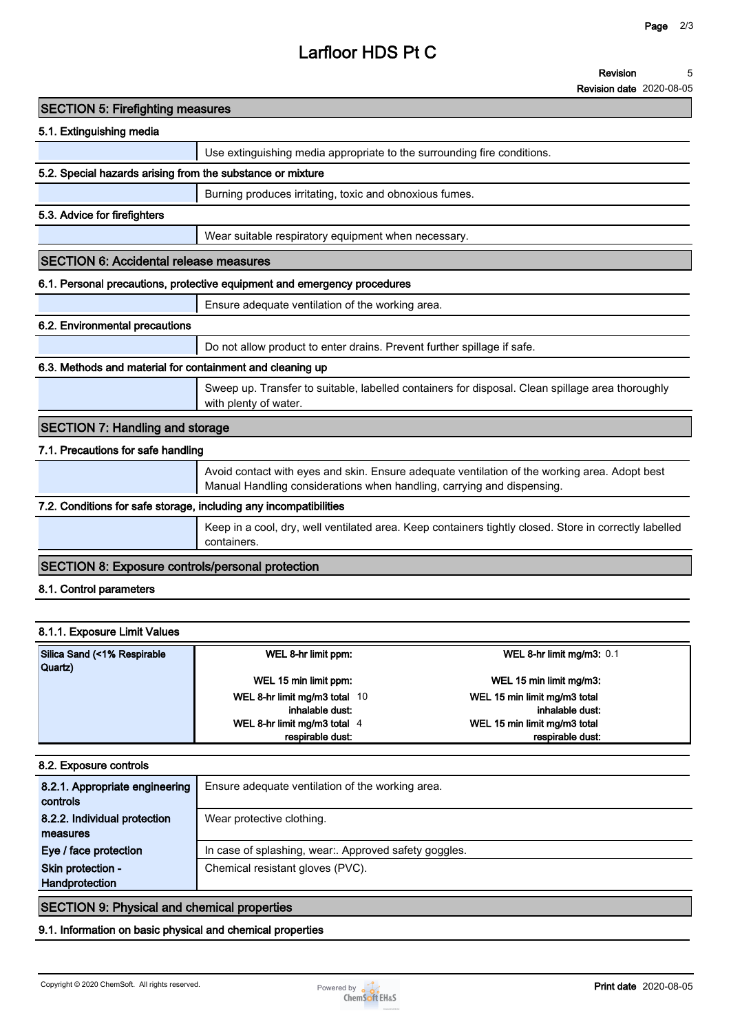# Larfloor HDS Pt C

**Revision** 5

**Revision date** 2020-08-05

## SECTION 5: Firefighting measures

### 5.1. Extinguishing media

Use extinguishing media appropriate to the surrounding fire conditions.

### 5.2. Special hazards arising from the substance or mixture

Burning produces irritating, toxic and obnoxious fumes.

### 5.3. Advice for firefighters

Wear suitable respiratory equipment when necessary.

## SECTION 6: Accidental release measures

### 6.1. Personal precautions, protective equipment and emergency procedures

Ensure adequate ventilation of the working area.

### 6.2. Environmental precautions

Do not allow product to enter drains. Prevent further spillage if safe.

### 6.3. Methods and material for containment and cleaning up

Sweep up. Transfer to suitable, labelled containers for disposal. Clean spillage area thoroughly with plenty of water.

## SECTION 7: Handling and storage

### 7.1. Precautions for safe handling

Avoid contact with eyes and skin. Ensure adequate ventilation of the working area. Adopt best Manual Handling considerations when handling, carrying and dispensing.

### 7.2. Conditions for safe storage, including any incompatibilities

Keep in a cool, dry, well ventilated area. Keep containers tightly closed. Store in correctly labelled containers.

## SECTION 8: Exposure controls/personal protection

### 8.1. Control parameters

#### 8.1.1. Exposure Limit Values

| Substance | Limit | Value | Limit | Value |
|---|---|---|---|---|
| Silica Sand (<1% Respirable Quartz) | WEL 8-hr limit ppm: | | WEL 8-hr limit mg/m3: | 0.1 |
| | WEL 15 min limit ppm: | | WEL 15 min limit mg/m3: | |
| | WEL 8-hr limit mg/m3 total inhalable dust: | 10 | WEL 15 min limit mg/m3 total inhalable dust: | |
| | WEL 8-hr limit mg/m3 total respirable dust: | 4 | WEL 15 min limit mg/m3 total respirable dust: | |

### 8.2. Exposure controls

| | |
|---|---|
| 8.2.1. Appropriate engineering controls | Ensure adequate ventilation of the working area. |
| 8.2.2. Individual protection measures | Wear protective clothing. |
| Eye / face protection | In case of splashing, wear:. Approved safety goggles. |
| Skin protection - Handprotection | Chemical resistant gloves (PVC). |

## SECTION 9: Physical and chemical properties

### 9.1. Information on basic physical and chemical properties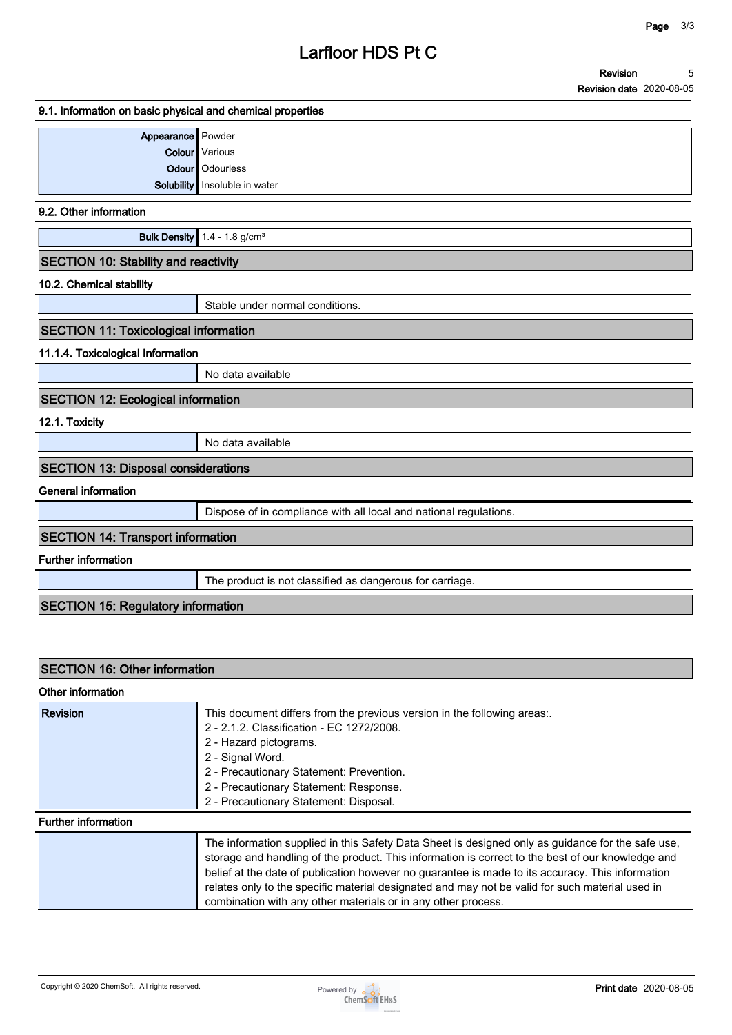### 9.1. Information on basic physical and chemical properties

| | |
|---|---|
| **Appearance** | Powder |
| **Colour** | Various |
| **Odour** | Odourless |
| **Solubility** | Insoluble in water |

### 9.2. Other information

| | |
|---|---|
| **Bulk Density** | 1.4 - 1.8 g/cm³ |

## SECTION 10: Stability and reactivity

### 10.2. Chemical stability

Stable under normal conditions.

## SECTION 11: Toxicological information

### 11.1.4. Toxicological Information

No data available

## SECTION 12: Ecological information

### 12.1. Toxicity

No data available

## SECTION 13: Disposal considerations

### General information

Dispose of in compliance with all local and national regulations.

## SECTION 14: Transport information

### Further information

The product is not classified as dangerous for carriage.

## SECTION 15: Regulatory information

## SECTION 16: Other information

### Other information

| | |
|---|---|
| **Revision** | This document differs from the previous version in the following areas:.<br>2 - 2.1.2. Classification - EC 1272/2008.<br>2 - Hazard pictograms.<br>2 - Signal Word.<br>2 - Precautionary Statement: Prevention.<br>2 - Precautionary Statement: Response.<br>2 - Precautionary Statement: Disposal. |

### Further information

The information supplied in this Safety Data Sheet is designed only as guidance for the safe use, storage and handling of the product. This information is correct to the best of our knowledge and belief at the date of publication however no guarantee is made to its accuracy. This information relates only to the specific material designated and may not be valid for such material used in combination with any other materials or in any other process.